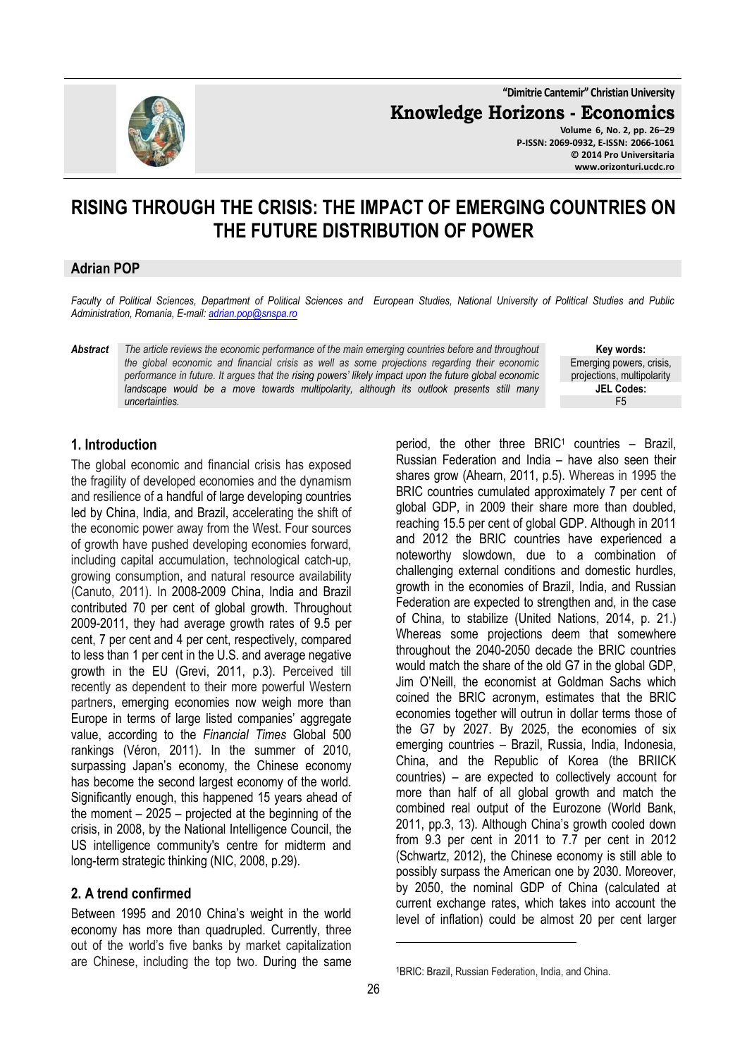# RISING THROUGH THE CRISIS: THE IMPACT OF EMERGING COUNTRIES ON THE FUTURE DISTRIBUTION OF POWER

## Adrian POP

*Faculty of Political Sciences, Department of Political Sciences and European Studies, National University of Political Studies and Public Administration, Romania, E-mail: adrian.pop@snspa.ro*

***Abstract*** *The article reviews the economic performance of the main emerging countries before and throughout the global economic and financial crisis as well as some projections regarding their economic performance in future. It argues that the rising powers' likely impact upon the future global economic landscape would be a move towards multipolarity, although its outlook presents still many uncertainties.*

**Key words:** Emerging powers, crisis, projections, multipolarity

**JEL Codes:** F5

## 1. Introduction

The global economic and financial crisis has exposed the fragility of developed economies and the dynamism and resilience of a handful of large developing countries led by China, India, and Brazil, accelerating the shift of the economic power away from the West. Four sources of growth have pushed developing economies forward, including capital accumulation, technological catch-up, growing consumption, and natural resource availability (Canuto, 2011). In 2008-2009 China, India and Brazil contributed 70 per cent of global growth. Throughout 2009-2011, they had average growth rates of 9.5 per cent, 7 per cent and 4 per cent, respectively, compared to less than 1 per cent in the U.S. and average negative growth in the EU (Grevi, 2011, p.3). Perceived till recently as dependent to their more powerful Western partners, emerging economies now weigh more than Europe in terms of large listed companies' aggregate value, according to the *Financial Times* Global 500 rankings (Véron, 2011). In the summer of 2010, surpassing Japan's economy, the Chinese economy has become the second largest economy of the world. Significantly enough, this happened 15 years ahead of the moment – 2025 – projected at the beginning of the crisis, in 2008, by the National Intelligence Council, the US intelligence community's centre for midterm and long-term strategic thinking (NIC, 2008, p.29).

## 2. A trend confirmed

Between 1995 and 2010 China's weight in the world economy has more than quadrupled. Currently, three out of the world's five banks by market capitalization are Chinese, including the top two. During the same period, the other three BRIC[1] countries – Brazil, Russian Federation and India – have also seen their shares grow (Ahearn, 2011, p.5). Whereas in 1995 the BRIC countries cumulated approximately 7 per cent of global GDP, in 2009 their share more than doubled, reaching 15.5 per cent of global GDP. Although in 2011 and 2012 the BRIC countries have experienced a noteworthy slowdown, due to a combination of challenging external conditions and domestic hurdles, growth in the economies of Brazil, India, and Russian Federation are expected to strengthen and, in the case of China, to stabilize (United Nations, 2014, p. 21.) Whereas some projections deem that somewhere throughout the 2040-2050 decade the BRIC countries would match the share of the old G7 in the global GDP, Jim O'Neill, the economist at Goldman Sachs which coined the BRIC acronym, estimates that the BRIC economies together will outrun in dollar terms those of the G7 by 2027. By 2025, the economies of six emerging countries – Brazil, Russia, India, Indonesia, China, and the Republic of Korea (the BRIICK countries) – are expected to collectively account for more than half of all global growth and match the combined real output of the Eurozone (World Bank, 2011, pp.3, 13). Although China's growth cooled down from 9.3 per cent in 2011 to 7.7 per cent in 2012 (Schwartz, 2012), the Chinese economy is still able to possibly surpass the American one by 2030. Moreover, by 2050, the nominal GDP of China (calculated at current exchange rates, which takes into account the level of inflation) could be almost 20 per cent larger

[1]BRIC: Brazil, Russian Federation, India, and China.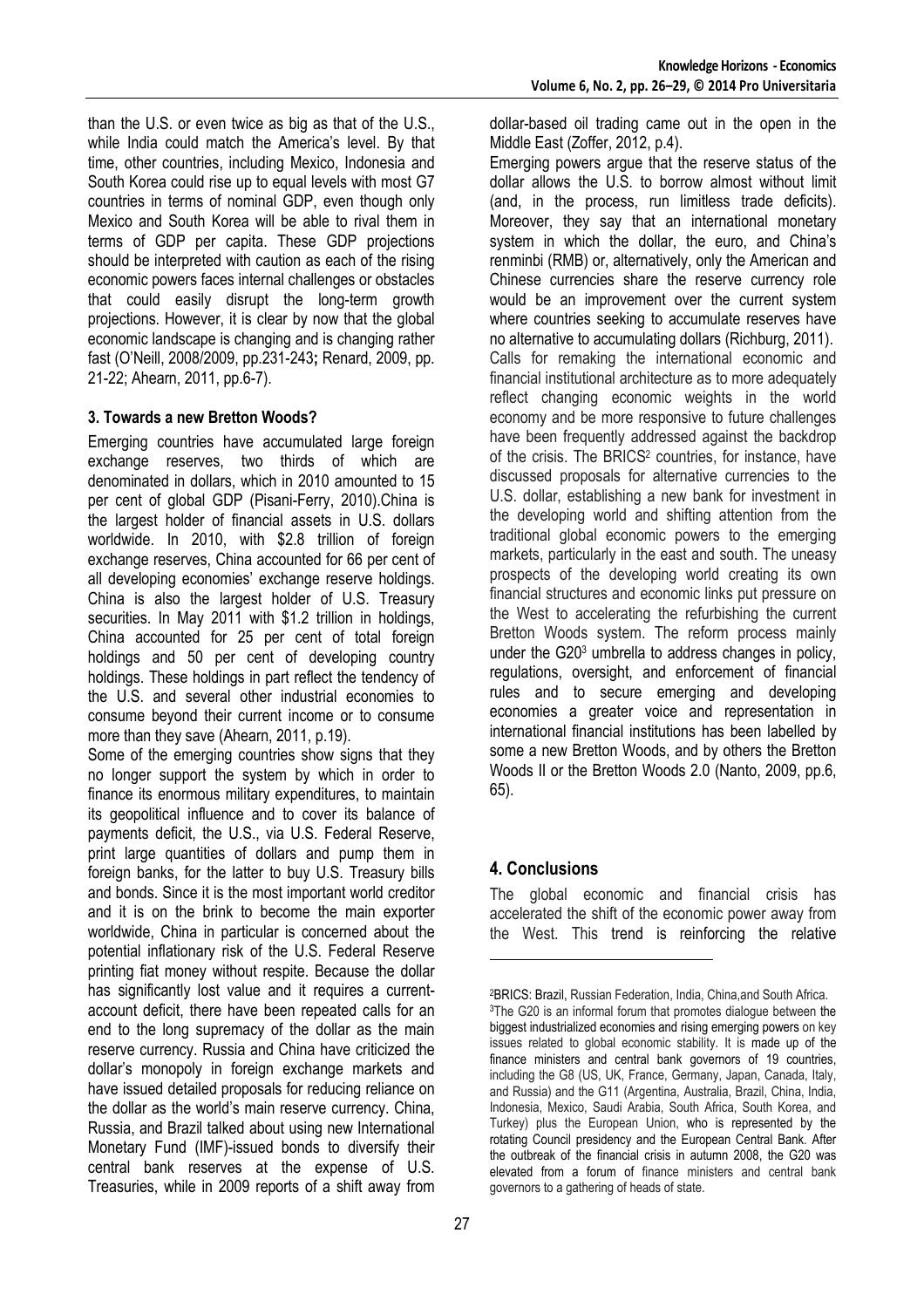than the U.S. or even twice as big as that of the U.S., while India could match the America's level. By that time, other countries, including Mexico, Indonesia and South Korea could rise up to equal levels with most G7 countries in terms of nominal GDP, even though only Mexico and South Korea will be able to rival them in terms of GDP per capita. These GDP projections should be interpreted with caution as each of the rising economic powers faces internal challenges or obstacles that could easily disrupt the long-term growth projections. However, it is clear by now that the global economic landscape is changing and is changing rather fast (O'Neill, 2008/2009, pp.231-243**;** Renard, 2009, pp. 21-22; Ahearn, 2011, pp.6-7).

### 3. Towards a new Bretton Woods?

Emerging countries have accumulated large foreign exchange reserves, two thirds of which are denominated in dollars, which in 2010 amounted to 15 per cent of global GDP (Pisani-Ferry, 2010).China is the largest holder of financial assets in U.S. dollars worldwide. In 2010, with $2.8 trillion of foreign exchange reserves, China accounted for 66 per cent of all developing economies' exchange reserve holdings. China is also the largest holder of U.S. Treasury securities. In May 2011 with $1.2 trillion in holdings, China accounted for 25 per cent of total foreign holdings and 50 per cent of developing country holdings. These holdings in part reflect the tendency of the U.S. and several other industrial economies to consume beyond their current income or to consume more than they save (Ahearn, 2011, p.19).

Some of the emerging countries show signs that they no longer support the system by which in order to finance its enormous military expenditures, to maintain its geopolitical influence and to cover its balance of payments deficit, the U.S., via U.S. Federal Reserve, print large quantities of dollars and pump them in foreign banks, for the latter to buy U.S. Treasury bills and bonds. Since it is the most important world creditor and it is on the brink to become the main exporter worldwide, China in particular is concerned about the potential inflationary risk of the U.S. Federal Reserve printing fiat money without respite. Because the dollar has significantly lost value and it requires a current-account deficit, there have been repeated calls for an end to the long supremacy of the dollar as the main reserve currency. Russia and China have criticized the dollar's monopoly in foreign exchange markets and have issued detailed proposals for reducing reliance on the dollar as the world's main reserve currency. China, Russia, and Brazil talked about using new International Monetary Fund (IMF)-issued bonds to diversify their central bank reserves at the expense of U.S. Treasuries, while in 2009 reports of a shift away from dollar-based oil trading came out in the open in the Middle East (Zoffer, 2012, p.4).

Emerging powers argue that the reserve status of the dollar allows the U.S. to borrow almost without limit (and, in the process, run limitless trade deficits). Moreover, they say that an international monetary system in which the dollar, the euro, and China's renminbi (RMB) or, alternatively, only the American and Chinese currencies share the reserve currency role would be an improvement over the current system where countries seeking to accumulate reserves have no alternative to accumulating dollars (Richburg, 2011).

Calls for remaking the international economic and financial institutional architecture as to more adequately reflect changing economic weights in the world economy and be more responsive to future challenges have been frequently addressed against the backdrop of the crisis. The BRICS[2] countries, for instance, have discussed proposals for alternative currencies to the U.S. dollar, establishing a new bank for investment in the developing world and shifting attention from the traditional global economic powers to the emerging markets, particularly in the east and south. The uneasy prospects of the developing world creating its own financial structures and economic links put pressure on the West to accelerating the refurbishing the current Bretton Woods system. The reform process mainly under the G20[3] umbrella to address changes in policy, regulations, oversight, and enforcement of financial rules and to secure emerging and developing economies a greater voice and representation in international financial institutions has been labelled by some a new Bretton Woods, and by others the Bretton Woods II or the Bretton Woods 2.0 (Nanto, 2009, pp.6, 65).

## 4. Conclusions

The global economic and financial crisis has accelerated the shift of the economic power away from the West. This trend is reinforcing the relative

---

[2]BRICS: Brazil, Russian Federation, India, China,and South Africa.

[3]The G20 is an informal forum that promotes dialogue between the biggest industrialized economies and rising emerging powers on key issues related to global economic stability. It is made up of the finance ministers and central bank governors of 19 countries, including the G8 (US, UK, France, Germany, Japan, Canada, Italy, and Russia) and the G11 (Argentina, Australia, Brazil, China, India, Indonesia, Mexico, Saudi Arabia, South Africa, South Korea, and Turkey) plus the European Union, who is represented by the rotating Council presidency and the European Central Bank. After the outbreak of the financial crisis in autumn 2008, the G20 was elevated from a forum of finance ministers and central bank governors to a gathering of heads of state.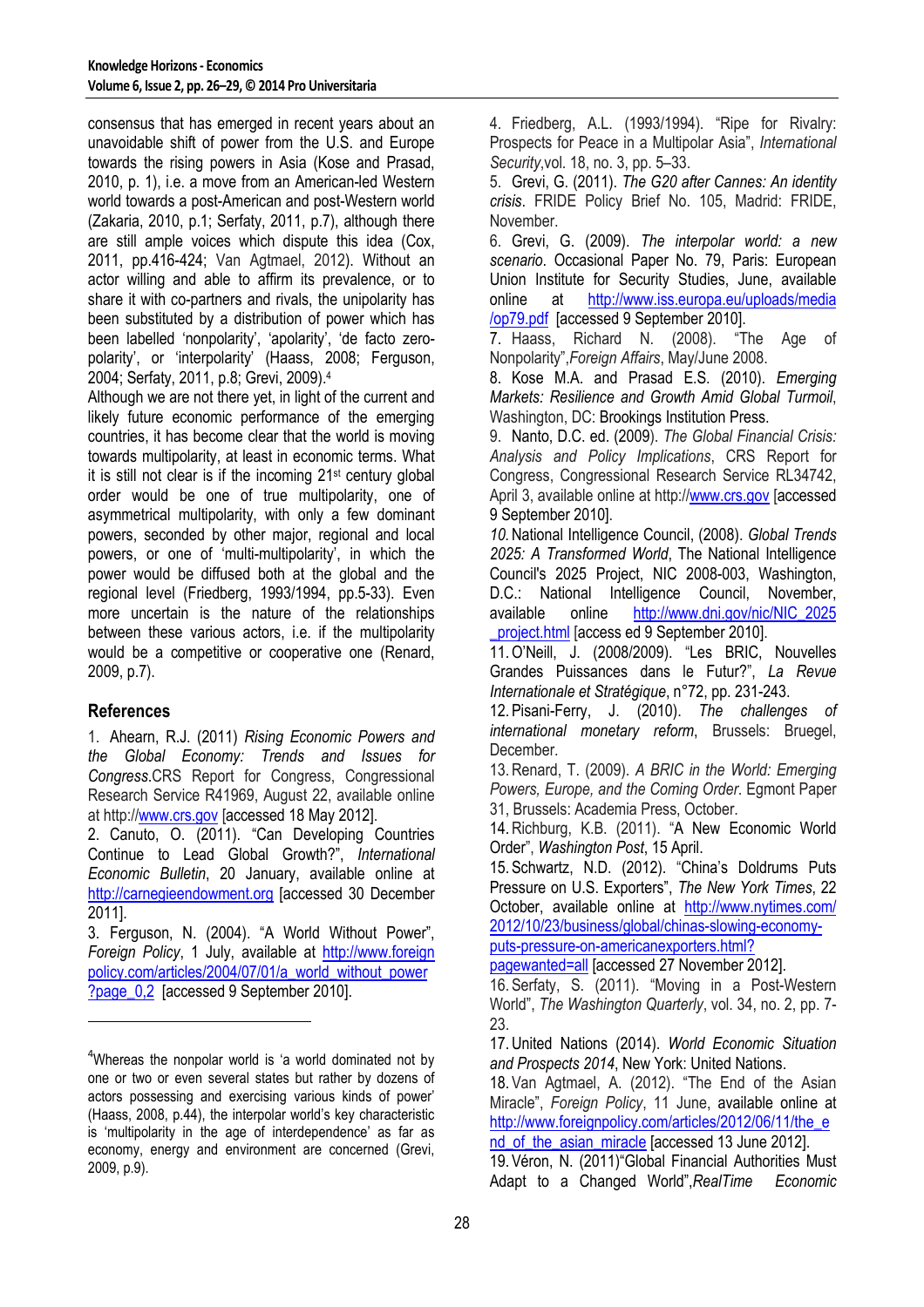consensus that has emerged in recent years about an unavoidable shift of power from the U.S. and Europe towards the rising powers in Asia (Kose and Prasad, 2010, p. 1), i.e. a move from an American-led Western world towards a post-American and post-Western world (Zakaria, 2010, p.1; Serfaty, 2011, p.7), although there are still ample voices which dispute this idea (Cox, 2011, pp.416-424; Van Agtmael, 2012). Without an actor willing and able to affirm its prevalence, or to share it with co-partners and rivals, the unipolarity has been substituted by a distribution of power which has been labelled 'nonpolarity', 'apolarity', 'de facto zero-polarity', or 'interpolarity' (Haass, 2008; Ferguson, 2004; Serfaty, 2011, p.8; Grevi, 2009).[4]

Although we are not there yet, in light of the current and likely future economic performance of the emerging countries, it has become clear that the world is moving towards multipolarity, at least in economic terms. What it is still not clear is if the incoming 21st century global order would be one of true multipolarity, one of asymmetrical multipolarity, with only a few dominant powers, seconded by other major, regional and local powers, or one of 'multi-multipolarity', in which the power would be diffused both at the global and the regional level (Friedberg, 1993/1994, pp.5-33). Even more uncertain is the nature of the relationships between these various actors, i.e. if the multipolarity would be a competitive or cooperative one (Renard, 2009, p.7).

## References

1. Ahearn, R.J. (2011) *Rising Economic Powers and the Global Economy: Trends and Issues for Congress*.CRS Report for Congress, Congressional Research Service R41969, August 22, available online at http://www.crs.gov [accessed 18 May 2012].
2. Canuto, O. (2011). "Can Developing Countries Continue to Lead Global Growth?", *International Economic Bulletin*, 20 January, available online at http://carnegieendowment.org [accessed 30 December 2011].
3. Ferguson, N. (2004). "A World Without Power", *Foreign Policy*, 1 July, available at http://www.foreignpolicy.com/articles/2004/07/01/a_world_without_power?page_0,2 [accessed 9 September 2010].
4. Friedberg, A.L. (1993/1994). "Ripe for Rivalry: Prospects for Peace in a Multipolar Asia", *International Security*,vol. 18, no. 3, pp. 5–33.
5. Grevi, G. (2011). *The G20 after Cannes: An identity crisis*. FRIDE Policy Brief No. 105, Madrid: FRIDE, November.
6. Grevi, G. (2009). *The interpolar world: a new scenario*. Occasional Paper No. 79, Paris: European Union Institute for Security Studies, June, available online at http://www.iss.europa.eu/uploads/media/op79.pdf [accessed 9 September 2010].
7. Haass, Richard N. (2008). "The Age of Nonpolarity",*Foreign Affairs*, May/June 2008.
8. Kose M.A. and Prasad E.S. (2010). *Emerging Markets: Resilience and Growth Amid Global Turmoil*, Washington, DC: Brookings Institution Press.
9. Nanto, D.C. ed. (2009). *The Global Financial Crisis: Analysis and Policy Implications*, CRS Report for Congress, Congressional Research Service RL34742, April 3, available online at http://www.crs.gov [accessed 9 September 2010].
10. National Intelligence Council, (2008). *Global Trends 2025: A Transformed World*, The National Intelligence Council's 2025 Project, NIC 2008-003, Washington, D.C.: National Intelligence Council, November, available online http://www.dni.gov/nic/NIC_2025_project.html [access ed 9 September 2010].
11. O'Neill, J. (2008/2009). "Les BRIC, Nouvelles Grandes Puissances dans le Futur?", *La Revue Internationale et Stratégique*, n°72, pp. 231-243.
12. Pisani-Ferry, J. (2010). *The challenges of international monetary reform*, Brussels: Bruegel, December.
13. Renard, T. (2009). *A BRIC in the World: Emerging Powers, Europe, and the Coming Order*. Egmont Paper 31, Brussels: Academia Press, October.
14. Richburg, K.B. (2011). "A New Economic World Order", *Washington Post*, 15 April.
15. Schwartz, N.D. (2012). "China's Doldrums Puts Pressure on U.S. Exporters", *The New York Times*, 22 October, available online at http://www.nytimes.com/2012/10/23/business/global/chinas-slowing-economy-puts-pressure-on-americanexporters.html?pagewanted=all [accessed 27 November 2012].
16. Serfaty, S. (2011). "Moving in a Post-Western World", *The Washington Quarterly*, vol. 34, no. 2, pp. 7-23.
17. United Nations (2014). *World Economic Situation and Prospects 2014*, New York: United Nations.
18. Van Agtmael, A. (2012). "The End of the Asian Miracle", *Foreign Policy*, 11 June, available online at http://www.foreignpolicy.com/articles/2012/06/11/the_end_of_the_asian_miracle [accessed 13 June 2012].
19. Véron, N. (2011)"Global Financial Authorities Must Adapt to a Changed World",*RealTime Economic*

[4] Whereas the nonpolar world is 'a world dominated not by one or two or even several states but rather by dozens of actors possessing and exercising various kinds of power' (Haass, 2008, p.44), the interpolar world's key characteristic is 'multipolarity in the age of interdependence' as far as economy, energy and environment are concerned (Grevi, 2009, p.9).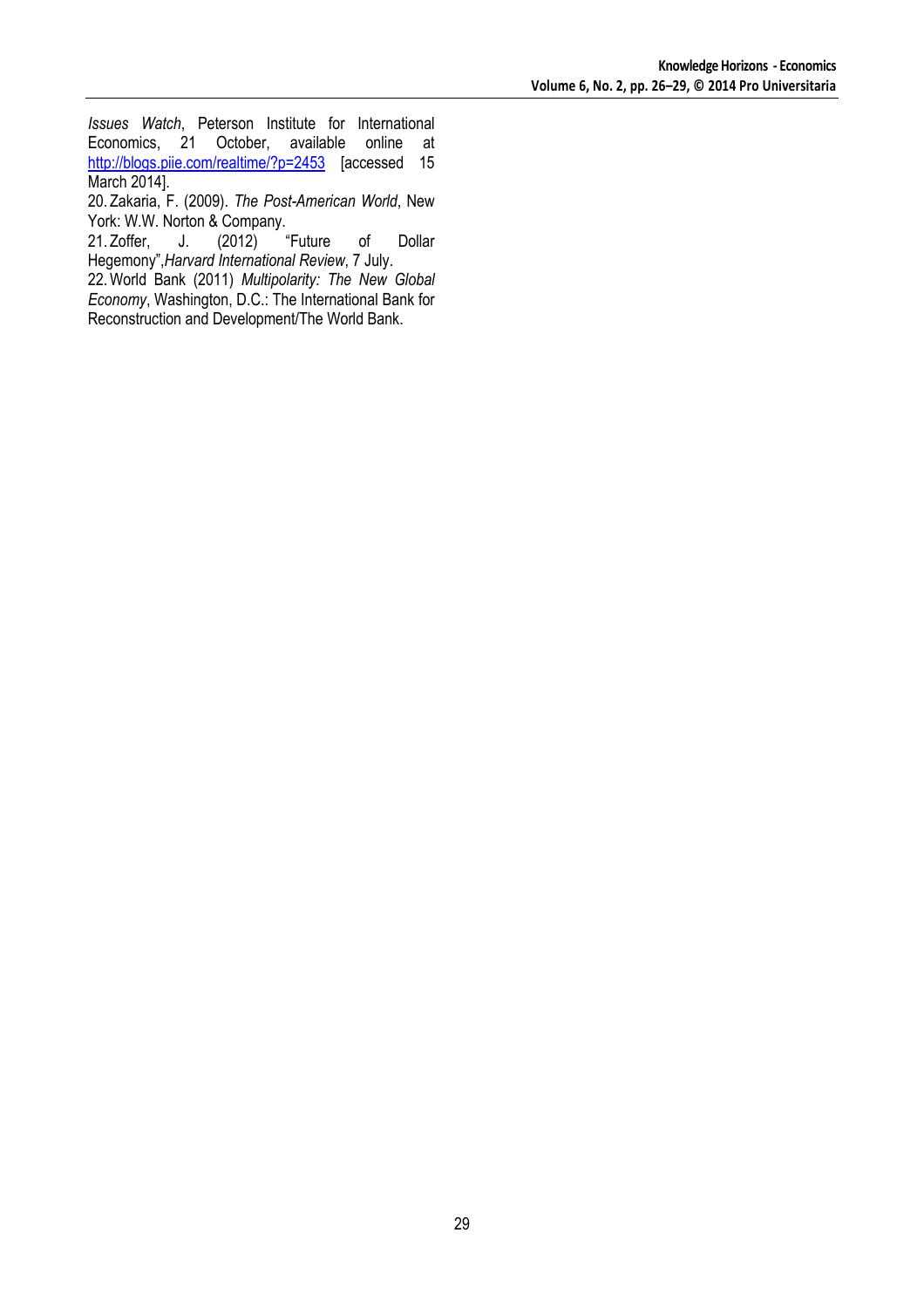*Issues Watch*, Peterson Institute for International Economics, 21 October, available online at http://blogs.piie.com/realtime/?p=2453 [accessed 15 March 2014].

20. Zakaria, F. (2009). *The Post-American World*, New York: W.W. Norton & Company.

21. Zoffer, J. (2012) "Future of Dollar Hegemony",*Harvard International Review*, 7 July.

22. World Bank (2011) *Multipolarity: The New Global Economy*, Washington, D.C.: The International Bank for Reconstruction and Development/The World Bank.